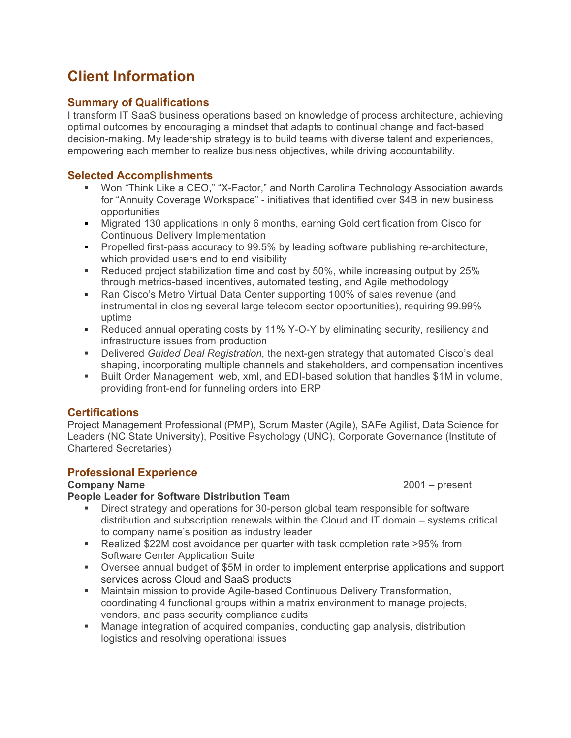# Client Information

## Summary of Qualifications

I transform IT SaaS business operations based on knowledge of process architecture, achieving optimal outcomes by encouraging a mindset that adapts to continual change and fact-based decision-making. My leadership strategy is to build teams with diverse talent and experiences, empowering each member to realize business objectives, while driving accountability.

## Selected Accomplishments

- Won "Think Like a CEO," "X-Factor," and North Carolina Technology Association awards for "Annuity Coverage Workspace" - initiatives that identified over $4B in new business opportunities
- Migrated 130 applications in only 6 months, earning Gold certification from Cisco for Continuous Delivery Implementation
- Propelled first-pass accuracy to 99.5% by leading software publishing re-architecture, which provided users end to end visibility
- Reduced project stabilization time and cost by 50%, while increasing output by 25% through metrics-based incentives, automated testing, and Agile methodology
- Ran Cisco's Metro Virtual Data Center supporting 100% of sales revenue (and instrumental in closing several large telecom sector opportunities), requiring 99.99% uptime
- Reduced annual operating costs by 11% Y-O-Y by eliminating security, resiliency and infrastructure issues from production
- Delivered *Guided Deal Registration,* the next-gen strategy that automated Cisco's deal shaping, incorporating multiple channels and stakeholders, and compensation incentives
- Built Order Management web, xml, and EDI-based solution that handles $1M in volume, providing front-end for funneling orders into ERP

## Certifications

Project Management Professional (PMP), Scrum Master (Agile), SAFe Agilist, Data Science for Leaders (NC State University), Positive Psychology (UNC), Corporate Governance (Institute of Chartered Secretaries)

## Professional Experience

**Company Name** 2001 – present

**People Leader for Software Distribution Team**

- Direct strategy and operations for 30-person global team responsible for software distribution and subscription renewals within the Cloud and IT domain – systems critical to company name's position as industry leader
- Realized $22M cost avoidance per quarter with task completion rate >95% from Software Center Application Suite
- Oversee annual budget of $5M in order to implement enterprise applications and support services across Cloud and SaaS products
- Maintain mission to provide Agile-based Continuous Delivery Transformation, coordinating 4 functional groups within a matrix environment to manage projects, vendors, and pass security compliance audits
- Manage integration of acquired companies, conducting gap analysis, distribution logistics and resolving operational issues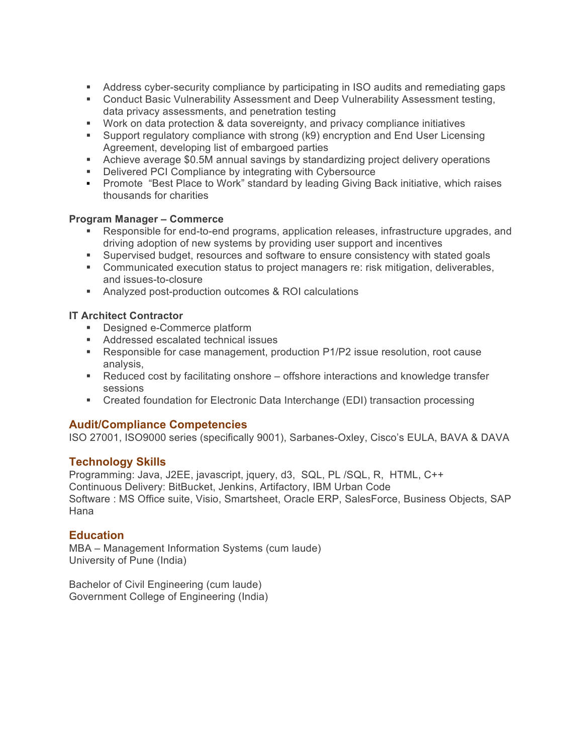- Address cyber-security compliance by participating in ISO audits and remediating gaps
- Conduct Basic Vulnerability Assessment and Deep Vulnerability Assessment testing, data privacy assessments, and penetration testing
- Work on data protection & data sovereignty, and privacy compliance initiatives
- Support regulatory compliance with strong (k9) encryption and End User Licensing Agreement, developing list of embargoed parties
- Achieve average $0.5M annual savings by standardizing project delivery operations
- Delivered PCI Compliance by integrating with Cybersource
- Promote "Best Place to Work" standard by leading Giving Back initiative, which raises thousands for charities

**Program Manager – Commerce**

- Responsible for end-to-end programs, application releases, infrastructure upgrades, and driving adoption of new systems by providing user support and incentives
- Supervised budget, resources and software to ensure consistency with stated goals
- Communicated execution status to project managers re: risk mitigation, deliverables, and issues-to-closure
- Analyzed post-production outcomes & ROI calculations

**IT Architect Contractor**

- Designed e-Commerce platform
- Addressed escalated technical issues
- Responsible for case management, production P1/P2 issue resolution, root cause analysis,
- Reduced cost by facilitating onshore – offshore interactions and knowledge transfer sessions
- Created foundation for Electronic Data Interchange (EDI) transaction processing

## Audit/Compliance Competencies

ISO 27001, ISO9000 series (specifically 9001), Sarbanes-Oxley, Cisco's EULA, BAVA & DAVA

## Technology Skills

Programming: Java, J2EE, javascript, jquery, d3, SQL, PL /SQL, R, HTML, C++
Continuous Delivery: BitBucket, Jenkins, Artifactory, IBM Urban Code
Software : MS Office suite, Visio, Smartsheet, Oracle ERP, SalesForce, Business Objects, SAP Hana

## Education

MBA – Management Information Systems (cum laude)
University of Pune (India)

Bachelor of Civil Engineering (cum laude)
Government College of Engineering (India)